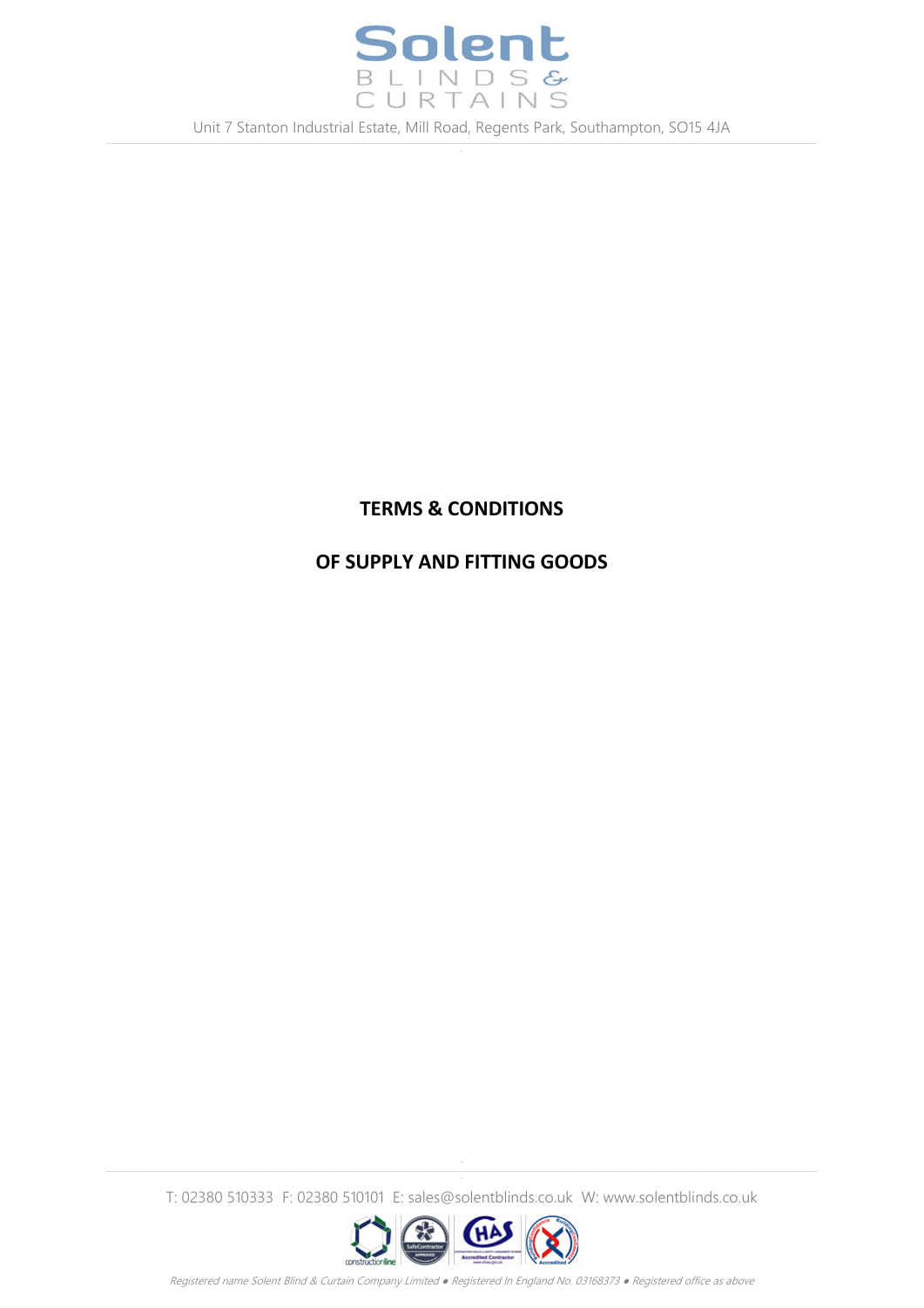# TERMS & CONDITIONS

# OF SUPPLY AND FITTING GOODS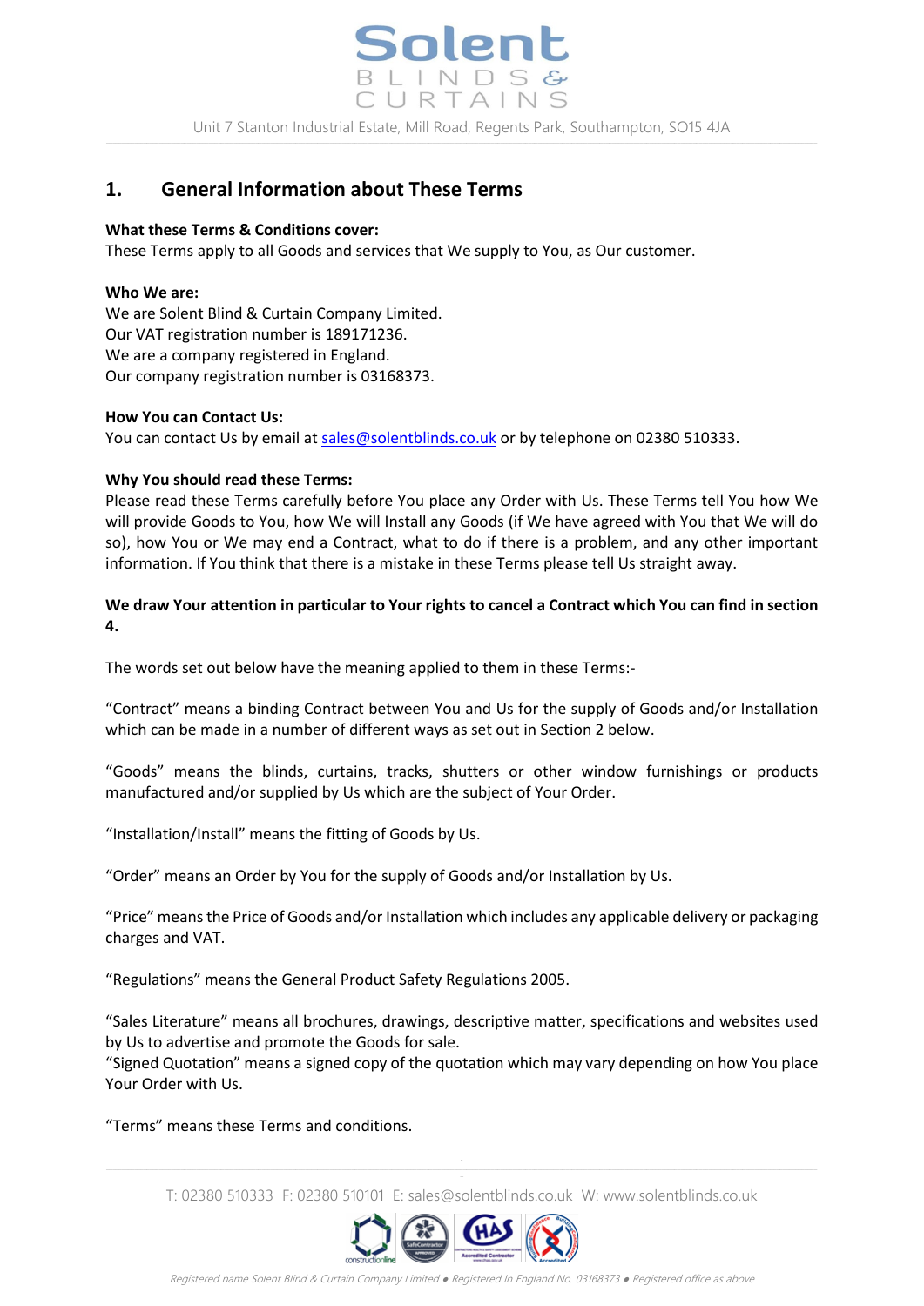## 1. General Information about These Terms

**What these Terms & Conditions cover:**
These Terms apply to all Goods and services that We supply to You, as Our customer.

**Who We are:**
We are Solent Blind & Curtain Company Limited.
Our VAT registration number is 189171236.
We are a company registered in England.
Our company registration number is 03168373.

**How You can Contact Us:**
You can contact Us by email at sales@solentblinds.co.uk or by telephone on 02380 510333.

**Why You should read these Terms:**
Please read these Terms carefully before You place any Order with Us. These Terms tell You how We will provide Goods to You, how We will Install any Goods (if We have agreed with You that We will do so), how You or We may end a Contract, what to do if there is a problem, and any other important information. If You think that there is a mistake in these Terms please tell Us straight away.

**We draw Your attention in particular to Your rights to cancel a Contract which You can find in section 4.**

The words set out below have the meaning applied to them in these Terms:-

"Contract" means a binding Contract between You and Us for the supply of Goods and/or Installation which can be made in a number of different ways as set out in Section 2 below.

"Goods" means the blinds, curtains, tracks, shutters or other window furnishings or products manufactured and/or supplied by Us which are the subject of Your Order.

"Installation/Install" means the fitting of Goods by Us.

"Order" means an Order by You for the supply of Goods and/or Installation by Us.

"Price" means the Price of Goods and/or Installation which includes any applicable delivery or packaging charges and VAT.

"Regulations" means the General Product Safety Regulations 2005.

"Sales Literature" means all brochures, drawings, descriptive matter, specifications and websites used by Us to advertise and promote the Goods for sale.
"Signed Quotation" means a signed copy of the quotation which may vary depending on how You place Your Order with Us.

"Terms" means these Terms and conditions.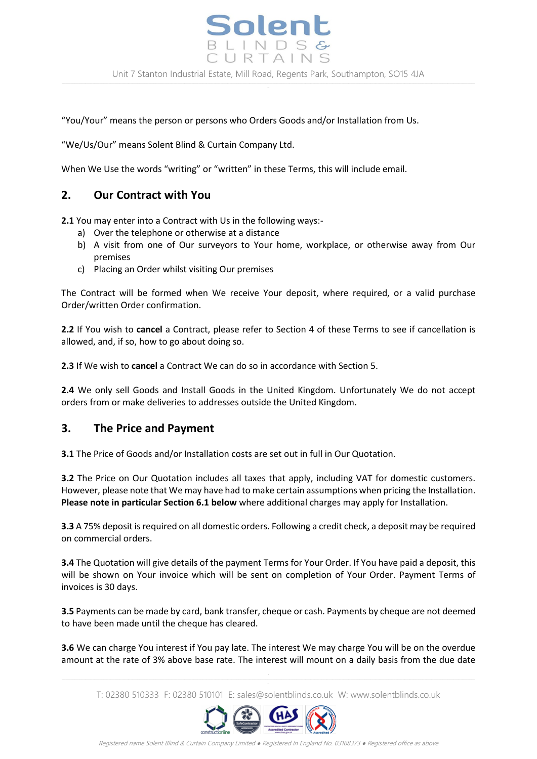"You/Your" means the person or persons who Orders Goods and/or Installation from Us.

"We/Us/Our" means Solent Blind & Curtain Company Ltd.

When We Use the words "writing" or "written" in these Terms, this will include email.

## 2. Our Contract with You

**2.1** You may enter into a Contract with Us in the following ways:-

a) Over the telephone or otherwise at a distance
b) A visit from one of Our surveyors to Your home, workplace, or otherwise away from Our premises
c) Placing an Order whilst visiting Our premises

The Contract will be formed when We receive Your deposit, where required, or a valid purchase Order/written Order confirmation.

**2.2** If You wish to **cancel** a Contract, please refer to Section 4 of these Terms to see if cancellation is allowed, and, if so, how to go about doing so.

**2.3** If We wish to **cancel** a Contract We can do so in accordance with Section 5.

**2.4** We only sell Goods and Install Goods in the United Kingdom. Unfortunately We do not accept orders from or make deliveries to addresses outside the United Kingdom.

## 3. The Price and Payment

**3.1** The Price of Goods and/or Installation costs are set out in full in Our Quotation.

**3.2** The Price on Our Quotation includes all taxes that apply, including VAT for domestic customers. However, please note that We may have had to make certain assumptions when pricing the Installation. **Please note in particular Section 6.1 below** where additional charges may apply for Installation.

**3.3** A 75% deposit is required on all domestic orders. Following a credit check, a deposit may be required on commercial orders.

**3.4** The Quotation will give details of the payment Terms for Your Order. If You have paid a deposit, this will be shown on Your invoice which will be sent on completion of Your Order. Payment Terms of invoices is 30 days.

**3.5** Payments can be made by card, bank transfer, cheque or cash. Payments by cheque are not deemed to have been made until the cheque has cleared.

**3.6** We can charge You interest if You pay late. The interest We may charge You will be on the overdue amount at the rate of 3% above base rate. The interest will mount on a daily basis from the due date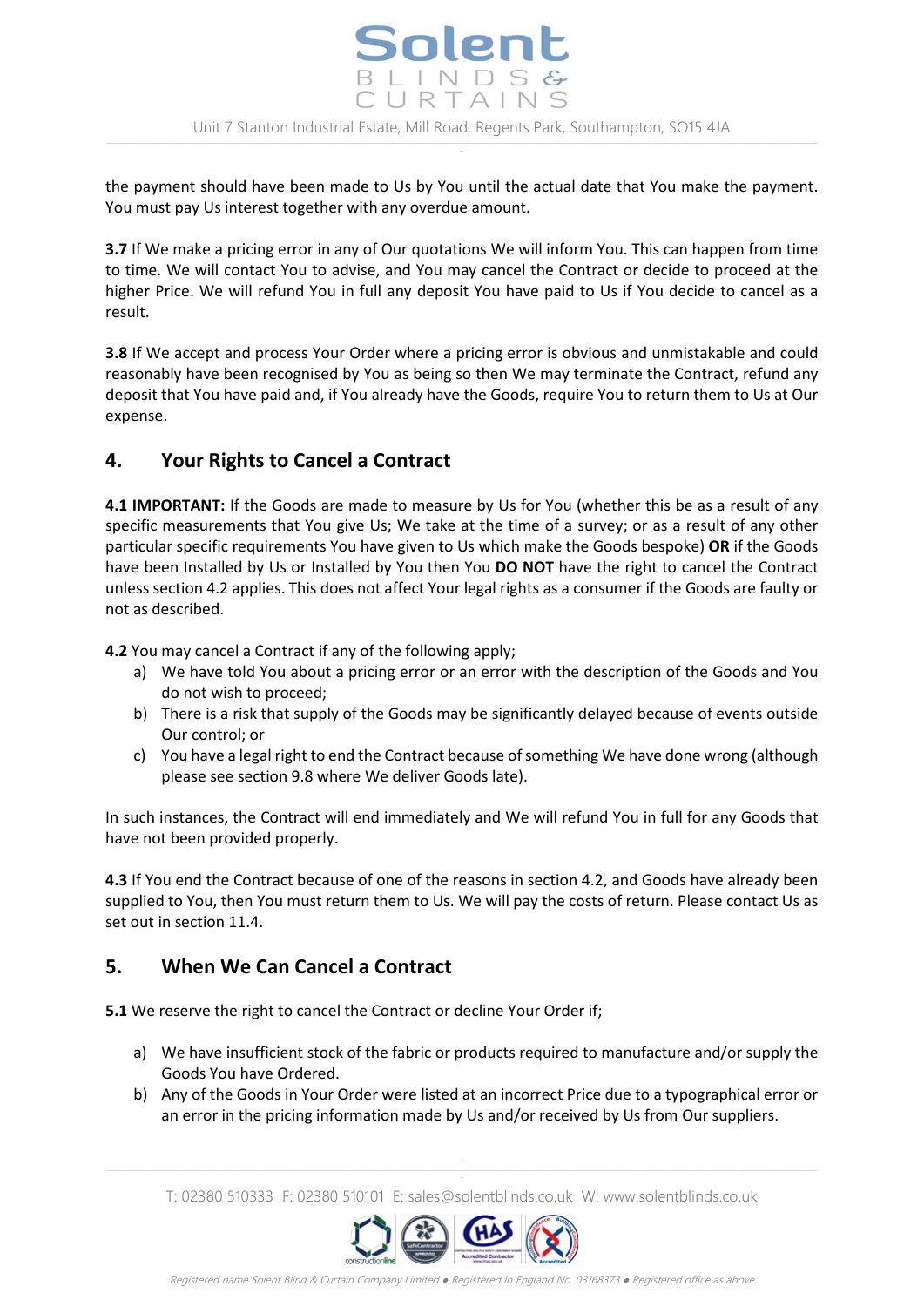the payment should have been made to Us by You until the actual date that You make the payment. You must pay Us interest together with any overdue amount.

**3.7** If We make a pricing error in any of Our quotations We will inform You. This can happen from time to time. We will contact You to advise, and You may cancel the Contract or decide to proceed at the higher Price. We will refund You in full any deposit You have paid to Us if You decide to cancel as a result.

**3.8** If We accept and process Your Order where a pricing error is obvious and unmistakable and could reasonably have been recognised by You as being so then We may terminate the Contract, refund any deposit that You have paid and, if You already have the Goods, require You to return them to Us at Our expense.

## 4. Your Rights to Cancel a Contract

**4.1 IMPORTANT:** If the Goods are made to measure by Us for You (whether this be as a result of any specific measurements that You give Us; We take at the time of a survey; or as a result of any other particular specific requirements You have given to Us which make the Goods bespoke) **OR** if the Goods have been Installed by Us or Installed by You then You **DO NOT** have the right to cancel the Contract unless section 4.2 applies. This does not affect Your legal rights as a consumer if the Goods are faulty or not as described.

**4.2** You may cancel a Contract if any of the following apply;

a) We have told You about a pricing error or an error with the description of the Goods and You do not wish to proceed;
b) There is a risk that supply of the Goods may be significantly delayed because of events outside Our control; or
c) You have a legal right to end the Contract because of something We have done wrong (although please see section 9.8 where We deliver Goods late).

In such instances, the Contract will end immediately and We will refund You in full for any Goods that have not been provided properly.

**4.3** If You end the Contract because of one of the reasons in section 4.2, and Goods have already been supplied to You, then You must return them to Us. We will pay the costs of return. Please contact Us as set out in section 11.4.

## 5. When We Can Cancel a Contract

**5.1** We reserve the right to cancel the Contract or decline Your Order if;

a) We have insufficient stock of the fabric or products required to manufacture and/or supply the Goods You have Ordered.
b) Any of the Goods in Your Order were listed at an incorrect Price due to a typographical error or an error in the pricing information made by Us and/or received by Us from Our suppliers.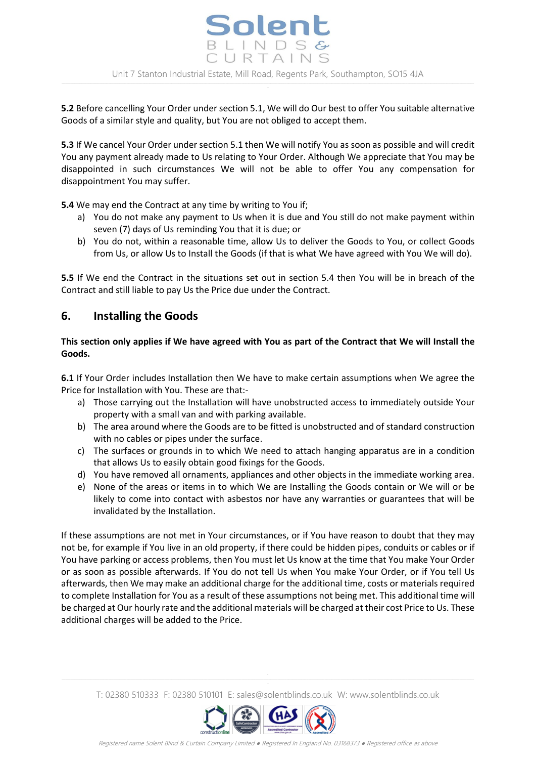**5.2** Before cancelling Your Order under section 5.1, We will do Our best to offer You suitable alternative Goods of a similar style and quality, but You are not obliged to accept them.

**5.3** If We cancel Your Order under section 5.1 then We will notify You as soon as possible and will credit You any payment already made to Us relating to Your Order. Although We appreciate that You may be disappointed in such circumstances We will not be able to offer You any compensation for disappointment You may suffer.

**5.4** We may end the Contract at any time by writing to You if;

a) You do not make any payment to Us when it is due and You still do not make payment within seven (7) days of Us reminding You that it is due; or
b) You do not, within a reasonable time, allow Us to deliver the Goods to You, or collect Goods from Us, or allow Us to Install the Goods (if that is what We have agreed with You We will do).

**5.5** If We end the Contract in the situations set out in section 5.4 then You will be in breach of the Contract and still liable to pay Us the Price due under the Contract.

## 6. Installing the Goods

**This section only applies if We have agreed with You as part of the Contract that We will Install the Goods.**

**6.1** If Your Order includes Installation then We have to make certain assumptions when We agree the Price for Installation with You. These are that:-

a) Those carrying out the Installation will have unobstructed access to immediately outside Your property with a small van and with parking available.
b) The area around where the Goods are to be fitted is unobstructed and of standard construction with no cables or pipes under the surface.
c) The surfaces or grounds in to which We need to attach hanging apparatus are in a condition that allows Us to easily obtain good fixings for the Goods.
d) You have removed all ornaments, appliances and other objects in the immediate working area.
e) None of the areas or items in to which We are Installing the Goods contain or We will or be likely to come into contact with asbestos nor have any warranties or guarantees that will be invalidated by the Installation.

If these assumptions are not met in Your circumstances, or if You have reason to doubt that they may not be, for example if You live in an old property, if there could be hidden pipes, conduits or cables or if You have parking or access problems, then You must let Us know at the time that You make Your Order or as soon as possible afterwards. If You do not tell Us when You make Your Order, or if You tell Us afterwards, then We may make an additional charge for the additional time, costs or materials required to complete Installation for You as a result of these assumptions not being met. This additional time will be charged at Our hourly rate and the additional materials will be charged at their cost Price to Us. These additional charges will be added to the Price.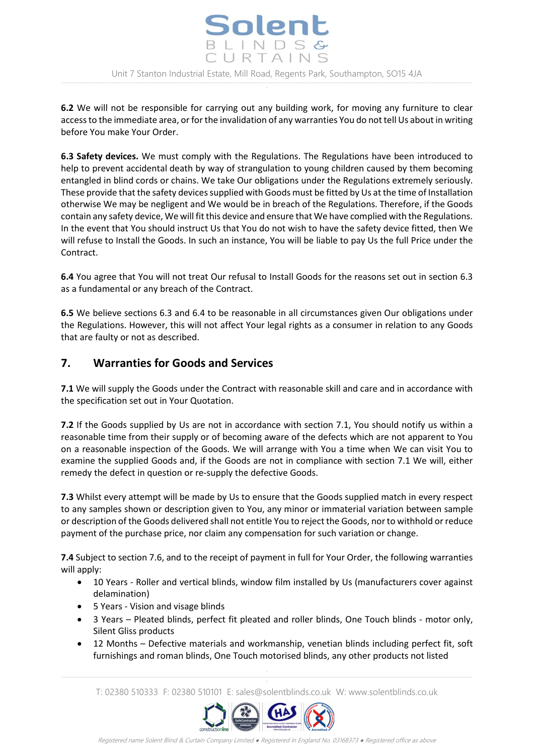**6.2** We will not be responsible for carrying out any building work, for moving any furniture to clear access to the immediate area, or for the invalidation of any warranties You do not tell Us about in writing before You make Your Order.

**6.3 Safety devices.** We must comply with the Regulations. The Regulations have been introduced to help to prevent accidental death by way of strangulation to young children caused by them becoming entangled in blind cords or chains. We take Our obligations under the Regulations extremely seriously. These provide that the safety devices supplied with Goods must be fitted by Us at the time of Installation otherwise We may be negligent and We would be in breach of the Regulations. Therefore, if the Goods contain any safety device, We will fit this device and ensure that We have complied with the Regulations. In the event that You should instruct Us that You do not wish to have the safety device fitted, then We will refuse to Install the Goods. In such an instance, You will be liable to pay Us the full Price under the Contract.

**6.4** You agree that You will not treat Our refusal to Install Goods for the reasons set out in section 6.3 as a fundamental or any breach of the Contract.

**6.5** We believe sections 6.3 and 6.4 to be reasonable in all circumstances given Our obligations under the Regulations. However, this will not affect Your legal rights as a consumer in relation to any Goods that are faulty or not as described.

## 7. Warranties for Goods and Services

**7.1** We will supply the Goods under the Contract with reasonable skill and care and in accordance with the specification set out in Your Quotation.

**7.2** If the Goods supplied by Us are not in accordance with section 7.1, You should notify us within a reasonable time from their supply or of becoming aware of the defects which are not apparent to You on a reasonable inspection of the Goods. We will arrange with You a time when We can visit You to examine the supplied Goods and, if the Goods are not in compliance with section 7.1 We will, either remedy the defect in question or re-supply the defective Goods.

**7.3** Whilst every attempt will be made by Us to ensure that the Goods supplied match in every respect to any samples shown or description given to You, any minor or immaterial variation between sample or description of the Goods delivered shall not entitle You to reject the Goods, nor to withhold or reduce payment of the purchase price, nor claim any compensation for such variation or change.

**7.4** Subject to section 7.6, and to the receipt of payment in full for Your Order, the following warranties will apply:

- 10 Years - Roller and vertical blinds, window film installed by Us (manufacturers cover against delamination)
- 5 Years - Vision and visage blinds
- 3 Years – Pleated blinds, perfect fit pleated and roller blinds, One Touch blinds - motor only, Silent Gliss products
- 12 Months – Defective materials and workmanship, venetian blinds including perfect fit, soft furnishings and roman blinds, One Touch motorised blinds, any other products not listed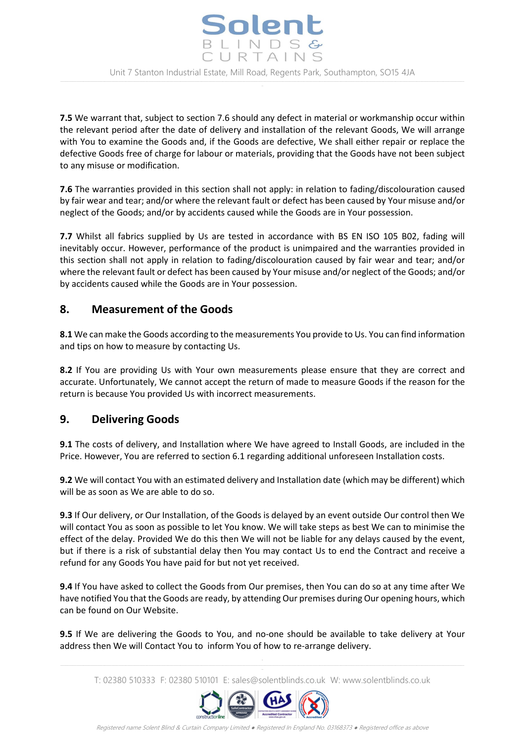**7.5** We warrant that, subject to section 7.6 should any defect in material or workmanship occur within the relevant period after the date of delivery and installation of the relevant Goods, We will arrange with You to examine the Goods and, if the Goods are defective, We shall either repair or replace the defective Goods free of charge for labour or materials, providing that the Goods have not been subject to any misuse or modification.

**7.6** The warranties provided in this section shall not apply: in relation to fading/discolouration caused by fair wear and tear; and/or where the relevant fault or defect has been caused by Your misuse and/or neglect of the Goods; and/or by accidents caused while the Goods are in Your possession.

**7.7** Whilst all fabrics supplied by Us are tested in accordance with BS EN ISO 105 B02, fading will inevitably occur. However, performance of the product is unimpaired and the warranties provided in this section shall not apply in relation to fading/discolouration caused by fair wear and tear; and/or where the relevant fault or defect has been caused by Your misuse and/or neglect of the Goods; and/or by accidents caused while the Goods are in Your possession.

## 8. Measurement of the Goods

**8.1** We can make the Goods according to the measurements You provide to Us. You can find information and tips on how to measure by contacting Us.

**8.2** If You are providing Us with Your own measurements please ensure that they are correct and accurate. Unfortunately, We cannot accept the return of made to measure Goods if the reason for the return is because You provided Us with incorrect measurements.

## 9. Delivering Goods

**9.1** The costs of delivery, and Installation where We have agreed to Install Goods, are included in the Price. However, You are referred to section 6.1 regarding additional unforeseen Installation costs.

**9.2** We will contact You with an estimated delivery and Installation date (which may be different) which will be as soon as We are able to do so.

**9.3** If Our delivery, or Our Installation, of the Goods is delayed by an event outside Our control then We will contact You as soon as possible to let You know. We will take steps as best We can to minimise the effect of the delay. Provided We do this then We will not be liable for any delays caused by the event, but if there is a risk of substantial delay then You may contact Us to end the Contract and receive a refund for any Goods You have paid for but not yet received.

**9.4** If You have asked to collect the Goods from Our premises, then You can do so at any time after We have notified You that the Goods are ready, by attending Our premises during Our opening hours, which can be found on Our Website.

**9.5** If We are delivering the Goods to You, and no-one should be available to take delivery at Your address then We will Contact You to inform You of how to re-arrange delivery.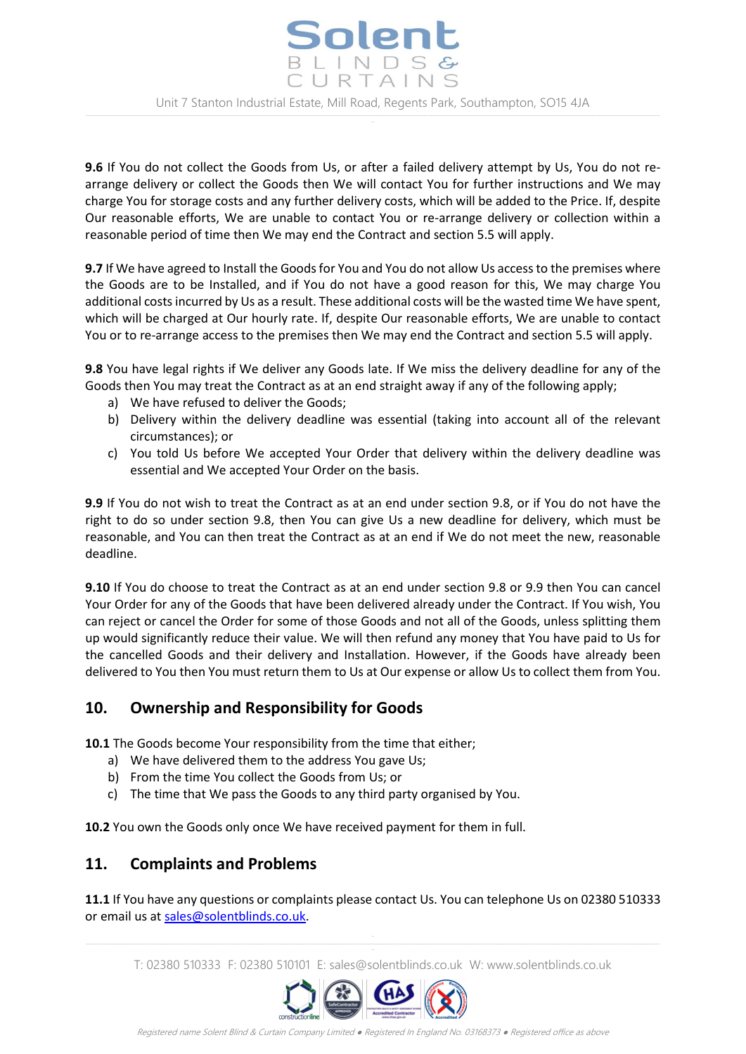**9.6** If You do not collect the Goods from Us, or after a failed delivery attempt by Us, You do not re-arrange delivery or collect the Goods then We will contact You for further instructions and We may charge You for storage costs and any further delivery costs, which will be added to the Price. If, despite Our reasonable efforts, We are unable to contact You or re-arrange delivery or collection within a reasonable period of time then We may end the Contract and section 5.5 will apply.

**9.7** If We have agreed to Install the Goods for You and You do not allow Us access to the premises where the Goods are to be Installed, and if You do not have a good reason for this, We may charge You additional costs incurred by Us as a result. These additional costs will be the wasted time We have spent, which will be charged at Our hourly rate. If, despite Our reasonable efforts, We are unable to contact You or to re-arrange access to the premises then We may end the Contract and section 5.5 will apply.

**9.8** You have legal rights if We deliver any Goods late. If We miss the delivery deadline for any of the Goods then You may treat the Contract as at an end straight away if any of the following apply;

a) We have refused to deliver the Goods;
b) Delivery within the delivery deadline was essential (taking into account all of the relevant circumstances); or
c) You told Us before We accepted Your Order that delivery within the delivery deadline was essential and We accepted Your Order on the basis.

**9.9** If You do not wish to treat the Contract as at an end under section 9.8, or if You do not have the right to do so under section 9.8, then You can give Us a new deadline for delivery, which must be reasonable, and You can then treat the Contract as at an end if We do not meet the new, reasonable deadline.

**9.10** If You do choose to treat the Contract as at an end under section 9.8 or 9.9 then You can cancel Your Order for any of the Goods that have been delivered already under the Contract. If You wish, You can reject or cancel the Order for some of those Goods and not all of the Goods, unless splitting them up would significantly reduce their value. We will then refund any money that You have paid to Us for the cancelled Goods and their delivery and Installation. However, if the Goods have already been delivered to You then You must return them to Us at Our expense or allow Us to collect them from You.

## 10. Ownership and Responsibility for Goods

**10.1** The Goods become Your responsibility from the time that either;

a) We have delivered them to the address You gave Us;
b) From the time You collect the Goods from Us; or
c) The time that We pass the Goods to any third party organised by You.

**10.2** You own the Goods only once We have received payment for them in full.

## 11. Complaints and Problems

**11.1** If You have any questions or complaints please contact Us. You can telephone Us on 02380 510333 or email us at sales@solentblinds.co.uk.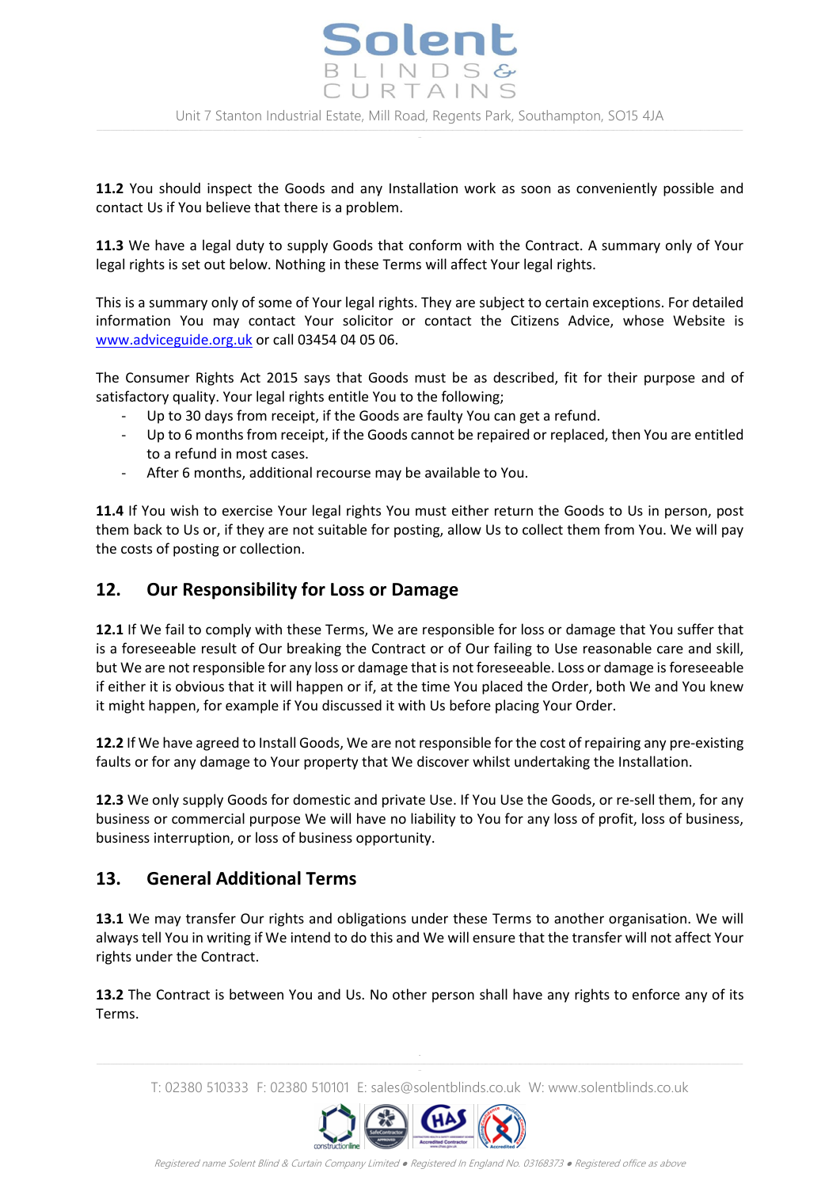**11.2** You should inspect the Goods and any Installation work as soon as conveniently possible and contact Us if You believe that there is a problem.

**11.3** We have a legal duty to supply Goods that conform with the Contract. A summary only of Your legal rights is set out below. Nothing in these Terms will affect Your legal rights.

This is a summary only of some of Your legal rights. They are subject to certain exceptions. For detailed information You may contact Your solicitor or contact the Citizens Advice, whose Website is [www.adviceguide.org.uk](http://www.adviceguide.org.uk) or call 03454 04 05 06.

The Consumer Rights Act 2015 says that Goods must be as described, fit for their purpose and of satisfactory quality. Your legal rights entitle You to the following;

- Up to 30 days from receipt, if the Goods are faulty You can get a refund.
- Up to 6 months from receipt, if the Goods cannot be repaired or replaced, then You are entitled to a refund in most cases.
- After 6 months, additional recourse may be available to You.

**11.4** If You wish to exercise Your legal rights You must either return the Goods to Us in person, post them back to Us or, if they are not suitable for posting, allow Us to collect them from You. We will pay the costs of posting or collection.

## 12. Our Responsibility for Loss or Damage

**12.1** If We fail to comply with these Terms, We are responsible for loss or damage that You suffer that is a foreseeable result of Our breaking the Contract or of Our failing to Use reasonable care and skill, but We are not responsible for any loss or damage that is not foreseeable. Loss or damage is foreseeable if either it is obvious that it will happen or if, at the time You placed the Order, both We and You knew it might happen, for example if You discussed it with Us before placing Your Order.

**12.2** If We have agreed to Install Goods, We are not responsible for the cost of repairing any pre-existing faults or for any damage to Your property that We discover whilst undertaking the Installation.

**12.3** We only supply Goods for domestic and private Use. If You Use the Goods, or re-sell them, for any business or commercial purpose We will have no liability to You for any loss of profit, loss of business, business interruption, or loss of business opportunity.

## 13. General Additional Terms

**13.1** We may transfer Our rights and obligations under these Terms to another organisation. We will always tell You in writing if We intend to do this and We will ensure that the transfer will not affect Your rights under the Contract.

**13.2** The Contract is between You and Us. No other person shall have any rights to enforce any of its Terms.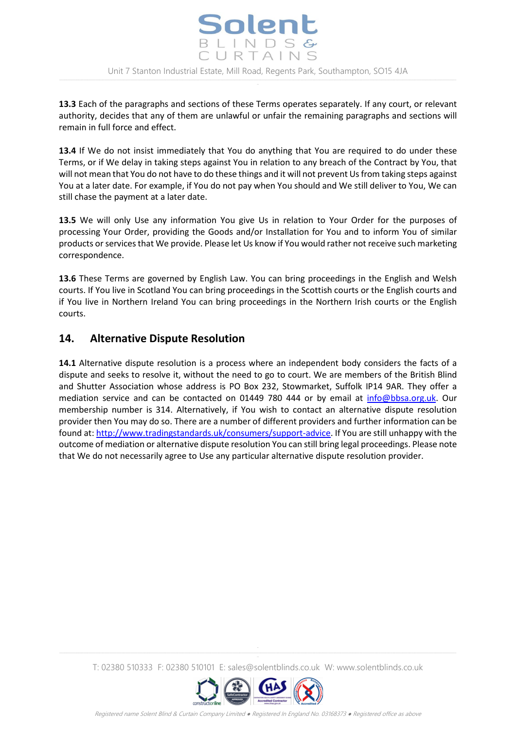**13.3** Each of the paragraphs and sections of these Terms operates separately. If any court, or relevant authority, decides that any of them are unlawful or unfair the remaining paragraphs and sections will remain in full force and effect.

**13.4** If We do not insist immediately that You do anything that You are required to do under these Terms, or if We delay in taking steps against You in relation to any breach of the Contract by You, that will not mean that You do not have to do these things and it will not prevent Us from taking steps against You at a later date. For example, if You do not pay when You should and We still deliver to You, We can still chase the payment at a later date.

**13.5** We will only Use any information You give Us in relation to Your Order for the purposes of processing Your Order, providing the Goods and/or Installation for You and to inform You of similar products or services that We provide. Please let Us know if You would rather not receive such marketing correspondence.

**13.6** These Terms are governed by English Law. You can bring proceedings in the English and Welsh courts. If You live in Scotland You can bring proceedings in the Scottish courts or the English courts and if You live in Northern Ireland You can bring proceedings in the Northern Irish courts or the English courts.

## 14. Alternative Dispute Resolution

**14.1** Alternative dispute resolution is a process where an independent body considers the facts of a dispute and seeks to resolve it, without the need to go to court. We are members of the British Blind and Shutter Association whose address is PO Box 232, Stowmarket, Suffolk IP14 9AR. They offer a mediation service and can be contacted on 01449 780 444 or by email at info@bbsa.org.uk. Our membership number is 314. Alternatively, if You wish to contact an alternative dispute resolution provider then You may do so. There are a number of different providers and further information can be found at: http://www.tradingstandards.uk/consumers/support-advice. If You are still unhappy with the outcome of mediation or alternative dispute resolution You can still bring legal proceedings. Please note that We do not necessarily agree to Use any particular alternative dispute resolution provider.